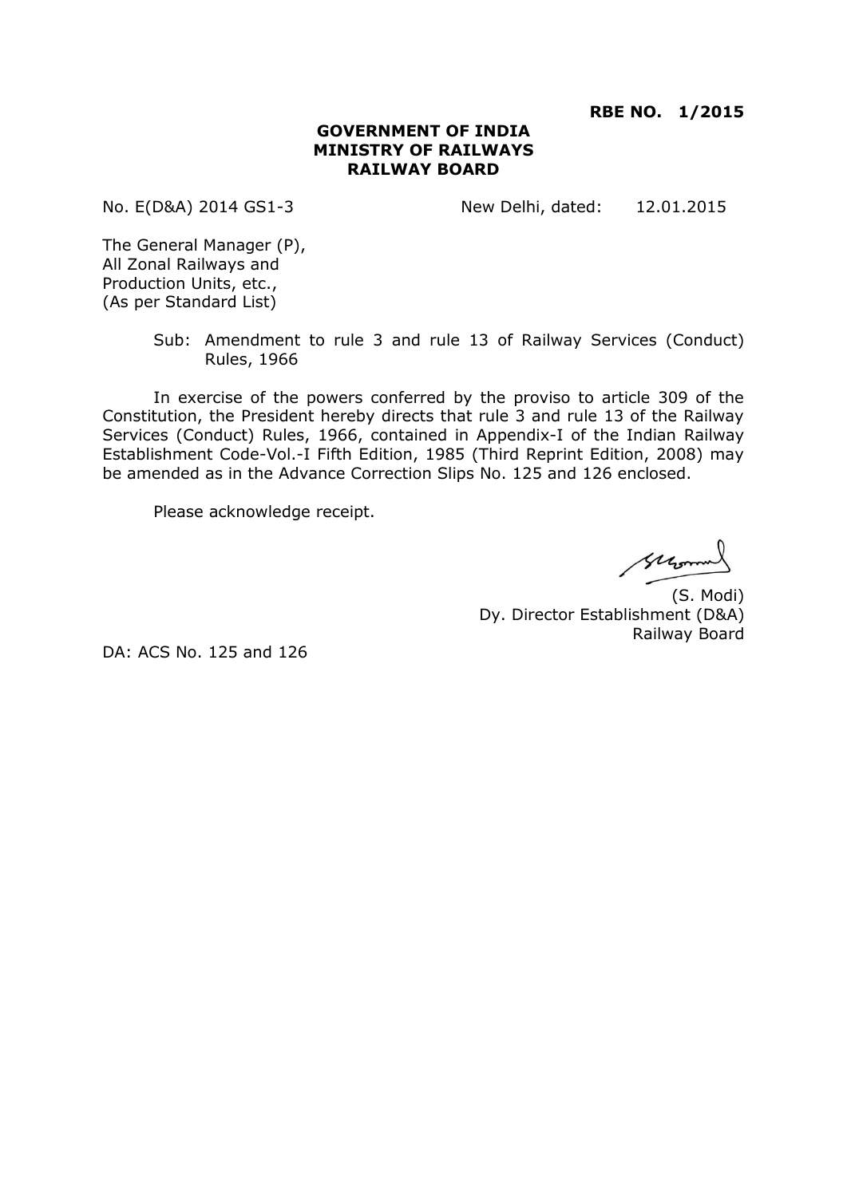**RBE NO. 1/2015**

**GOVERNMENT OF INDIA**
**MINISTRY OF RAILWAYS**
**RAILWAY BOARD**

No. E(D&A) 2014 GS1-3 New Delhi, dated: 12.01.2015

The General Manager (P),
All Zonal Railways and
Production Units, etc.,
(As per Standard List)

Sub: Amendment to rule 3 and rule 13 of Railway Services (Conduct) Rules, 1966

In exercise of the powers conferred by the proviso to article 309 of the Constitution, the President hereby directs that rule 3 and rule 13 of the Railway Services (Conduct) Rules, 1966, contained in Appendix-I of the Indian Railway Establishment Code-Vol.-I Fifth Edition, 1985 (Third Reprint Edition, 2008) may be amended as in the Advance Correction Slips No. 125 and 126 enclosed.

Please acknowledge receipt.

(S. Modi)
Dy. Director Establishment (D&A)
Railway Board

DA: ACS No. 125 and 126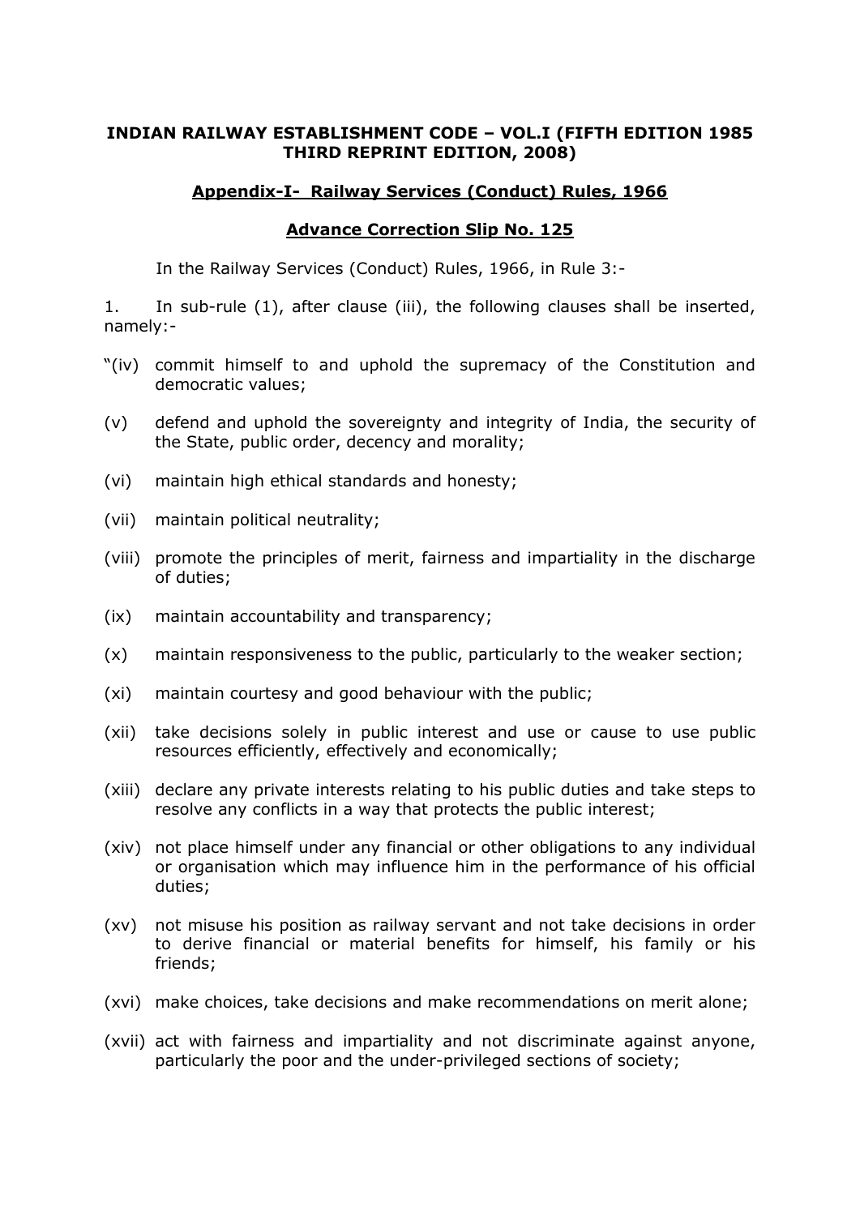**INDIAN RAILWAY ESTABLISHMENT CODE – VOL.I (FIFTH EDITION 1985 THIRD REPRINT EDITION, 2008)**

**Appendix-I- Railway Services (Conduct) Rules, 1966**

**Advance Correction Slip No. 125**

In the Railway Services (Conduct) Rules, 1966, in Rule 3:-

1. In sub-rule (1), after clause (iii), the following clauses shall be inserted, namely:-

"(iv) commit himself to and uphold the supremacy of the Constitution and democratic values;

(v) defend and uphold the sovereignty and integrity of India, the security of the State, public order, decency and morality;

(vi) maintain high ethical standards and honesty;

(vii) maintain political neutrality;

(viii) promote the principles of merit, fairness and impartiality in the discharge of duties;

(ix) maintain accountability and transparency;

(x) maintain responsiveness to the public, particularly to the weaker section;

(xi) maintain courtesy and good behaviour with the public;

(xii) take decisions solely in public interest and use or cause to use public resources efficiently, effectively and economically;

(xiii) declare any private interests relating to his public duties and take steps to resolve any conflicts in a way that protects the public interest;

(xiv) not place himself under any financial or other obligations to any individual or organisation which may influence him in the performance of his official duties;

(xv) not misuse his position as railway servant and not take decisions in order to derive financial or material benefits for himself, his family or his friends;

(xvi) make choices, take decisions and make recommendations on merit alone;

(xvii) act with fairness and impartiality and not discriminate against anyone, particularly the poor and the under-privileged sections of society;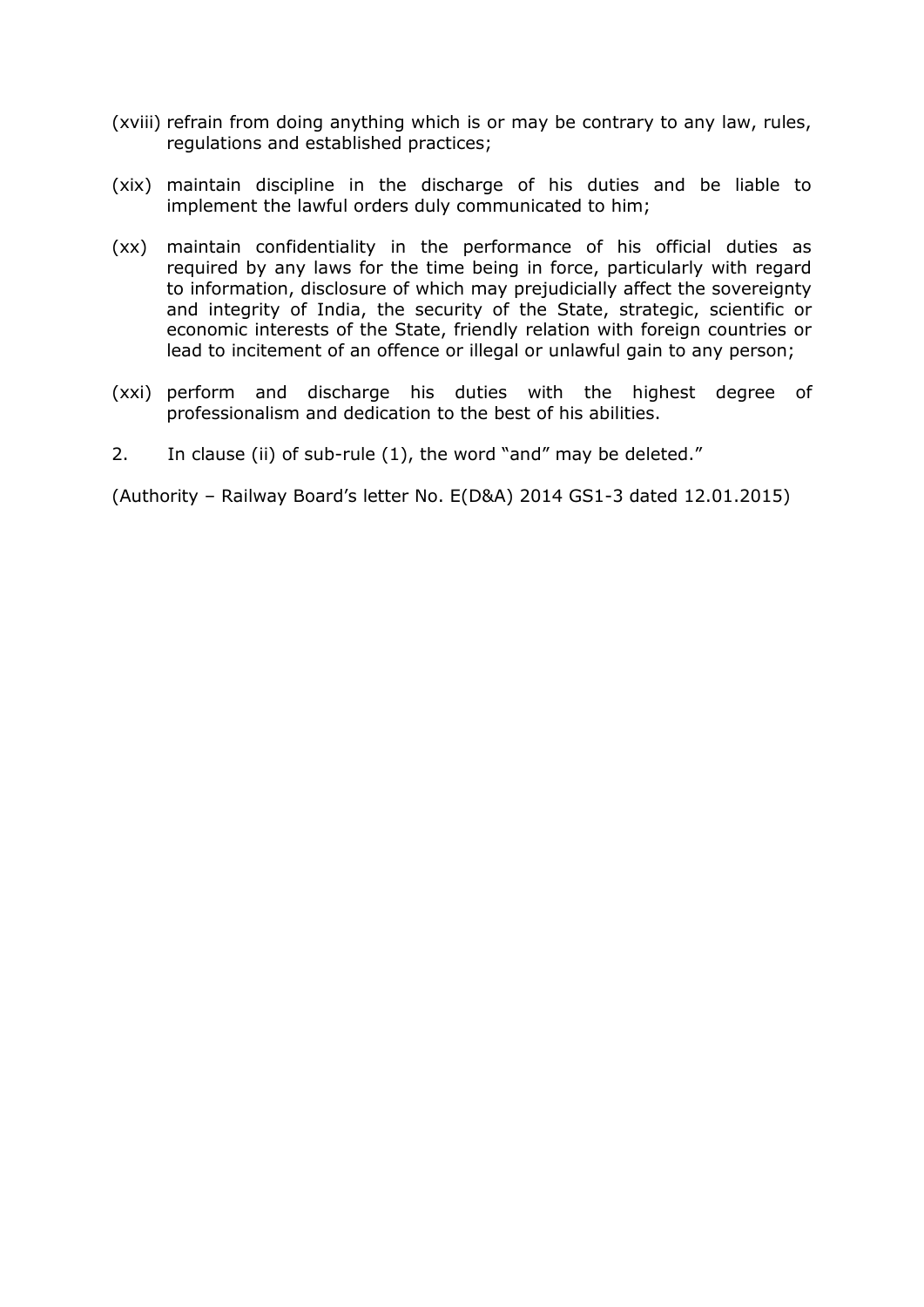(xviii) refrain from doing anything which is or may be contrary to any law, rules, regulations and established practices;

(xix) maintain discipline in the discharge of his duties and be liable to implement the lawful orders duly communicated to him;

(xx) maintain confidentiality in the performance of his official duties as required by any laws for the time being in force, particularly with regard to information, disclosure of which may prejudicially affect the sovereignty and integrity of India, the security of the State, strategic, scientific or economic interests of the State, friendly relation with foreign countries or lead to incitement of an offence or illegal or unlawful gain to any person;

(xxi) perform and discharge his duties with the highest degree of professionalism and dedication to the best of his abilities.

2. In clause (ii) of sub-rule (1), the word "and" may be deleted."

(Authority – Railway Board's letter No. E(D&A) 2014 GS1-3 dated 12.01.2015)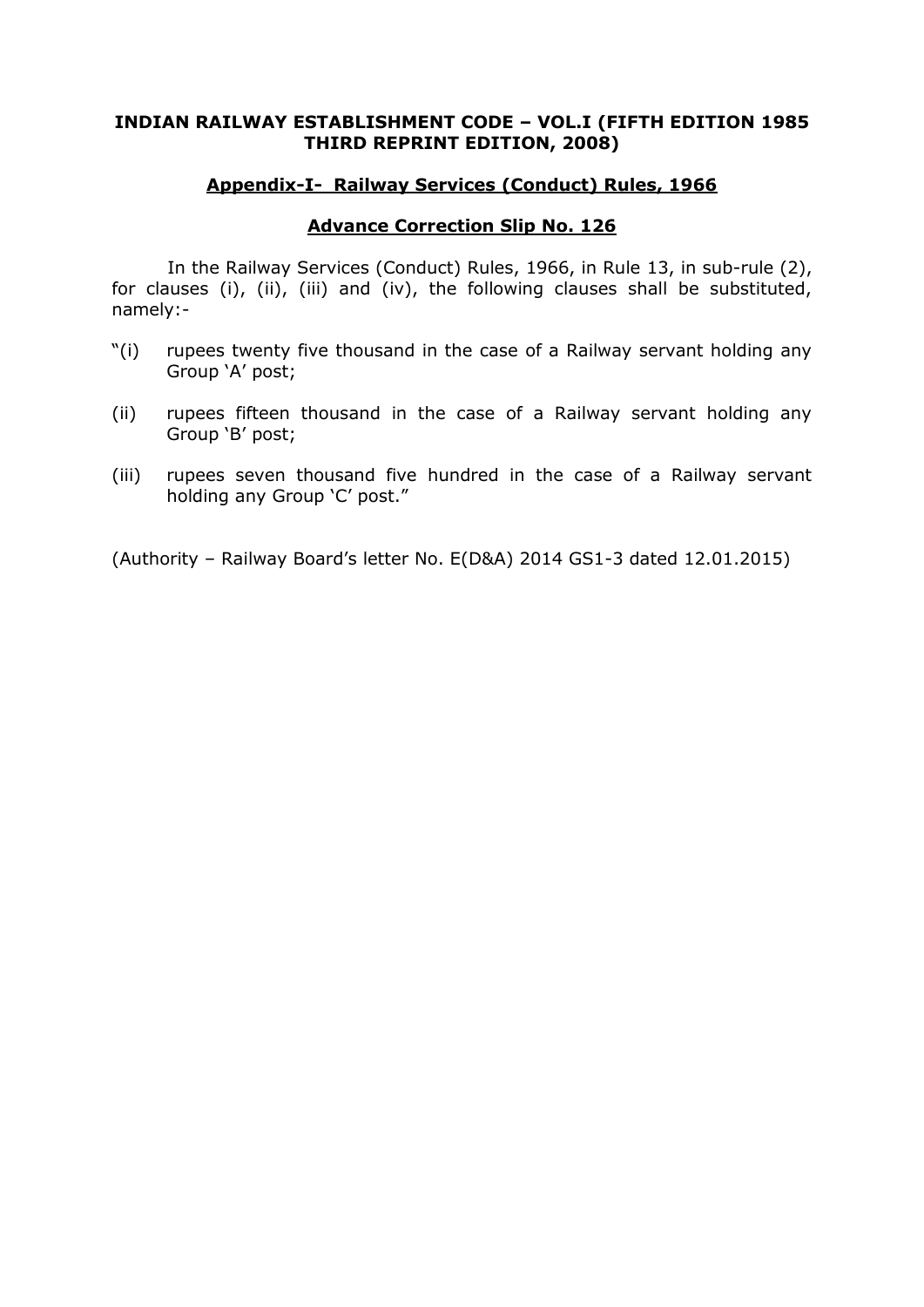**INDIAN RAILWAY ESTABLISHMENT CODE – VOL.I (FIFTH EDITION 1985 THIRD REPRINT EDITION, 2008)**

**<u>Appendix-I- Railway Services (Conduct) Rules, 1966</u>**

**<u>Advance Correction Slip No. 126</u>**

In the Railway Services (Conduct) Rules, 1966, in Rule 13, in sub-rule (2), for clauses (i), (ii), (iii) and (iv), the following clauses shall be substituted, namely:-

"(i) rupees twenty five thousand in the case of a Railway servant holding any Group 'A' post;

(ii) rupees fifteen thousand in the case of a Railway servant holding any Group 'B' post;

(iii) rupees seven thousand five hundred in the case of a Railway servant holding any Group 'C' post."

(Authority – Railway Board's letter No. E(D&A) 2014 GS1-3 dated 12.01.2015)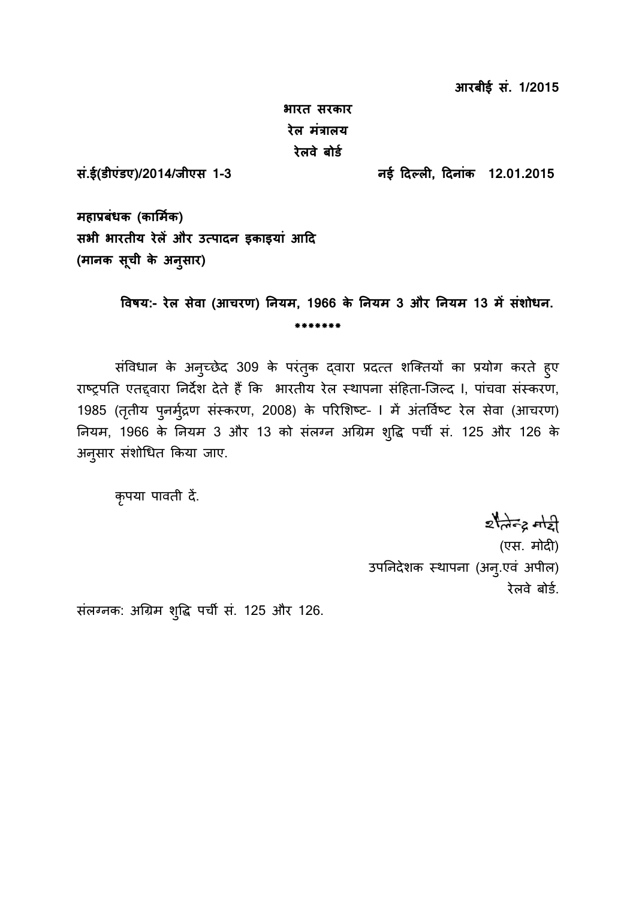**आरबीई सं. 1/2015**

**भारत सरकार**
**रेल मंत्रालय**
**रेलवे बोर्ड**

**सं.ई(डीएंडए)/2014/जीएस 1-3** **नई दिल्ली, दिनांक 12.01.2015**

**महाप्रबंधक (कार्मिक)**
**सभी भारतीय रेलें और उत्पादन इकाइयां आदि**
**(मानक सूची के अनुसार)**

**विषय:- रेल सेवा (आचरण) नियम, 1966 के नियम 3 और नियम 13 में संशोधन.**

*******

संविधान के अनुच्छेद 309 के परंतुक द्वारा प्रदत्त शक्तियों का प्रयोग करते हुए राष्ट्रपति एतद्द्वारा निर्देश देते हैं कि भारतीय रेल स्थापना संहिता-जिल्द I, पांचवा संस्करण, 1985 (तृतीय पुनर्मुद्रण संस्करण, 2008) के परिशिष्ट- I में अंतर्विष्ट रेल सेवा (आचरण) नियम, 1966 के नियम 3 और 13 को संलग्न अग्रिम शुद्धि पर्ची सं. 125 और 126 के अनुसार संशोधित किया जाए.

कृपया पावती दें.

शैलेन्द्र मोदी
(एस. मोदी)
उपनिदेशक स्थापना (अनु.एवं अपील)
रेलवे बोर्ड.

संलग्नक: अग्रिम शुद्धि पर्ची सं. 125 और 126.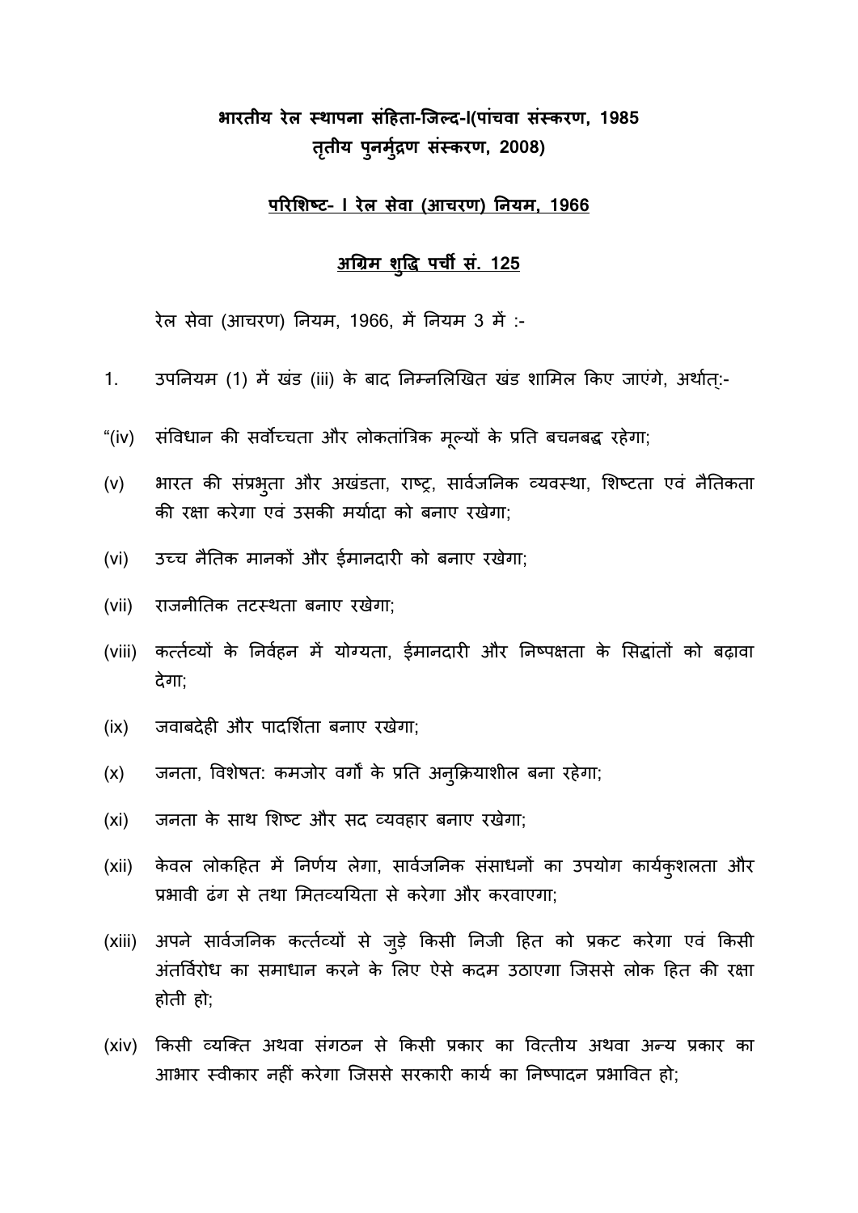**भारतीय रेल स्थापना संहिता-जिल्द-I(पांचवा संस्करण, 1985 तृतीय पुनर्मुद्रण संस्करण, 2008)**

**परिशिष्ट- I रेल सेवा (आचरण) नियम, 1966**

**अग्रिम शुद्धि पर्ची सं. 125**

रेल सेवा (आचरण) नियम, 1966, में नियम 3 में :-

1. उपनियम (1) में खंड (iii) के बाद निम्नलिखित खंड शामिल किए जाएंगे, अर्थात्:-

"(iv) संविधान की सर्वोच्चता और लोकतांत्रिक मूल्यों के प्रति बचनबद्ध रहेगा;

(v) भारत की संप्रभुता और अखंडता, राष्ट्र, सार्वजनिक व्यवस्था, शिष्टता एवं नैतिकता की रक्षा करेगा एवं उसकी मर्यादा को बनाए रखेगा;

(vi) उच्च नैतिक मानकों और ईमानदारी को बनाए रखेगा;

(vii) राजनीतिक तटस्थता बनाए रखेगा;

(viii) कर्त्तव्यों के निर्वहन में योग्यता, ईमानदारी और निष्पक्षता के सिद्धांतों को बढ़ावा देगा;

(ix) जवाबदेही और पादर्शिता बनाए रखेगा;

(x) जनता, विशेषत: कमजोर वर्गों के प्रति अनुक्रियाशील बना रहेगा;

(xi) जनता के साथ शिष्ट और सद व्यवहार बनाए रखेगा;

(xii) केवल लोकहित में निर्णय लेगा, सार्वजनिक संसाधनों का उपयोग कार्यकुशलता और प्रभावी ढंग से तथा मितव्ययिता से करेगा और करवाएगा;

(xiii) अपने सार्वजनिक कर्त्तव्यों से जुड़े किसी निजी हित को प्रकट करेगा एवं किसी अंतर्विरोध का समाधान करने के लिए ऐसे कदम उठाएगा जिससे लोक हित की रक्षा होती हो;

(xiv) किसी व्यक्ति अथवा संगठन से किसी प्रकार का वित्तीय अथवा अन्य प्रकार का आभार स्वीकार नहीं करेगा जिससे सरकारी कार्य का निष्पादन प्रभावित हो;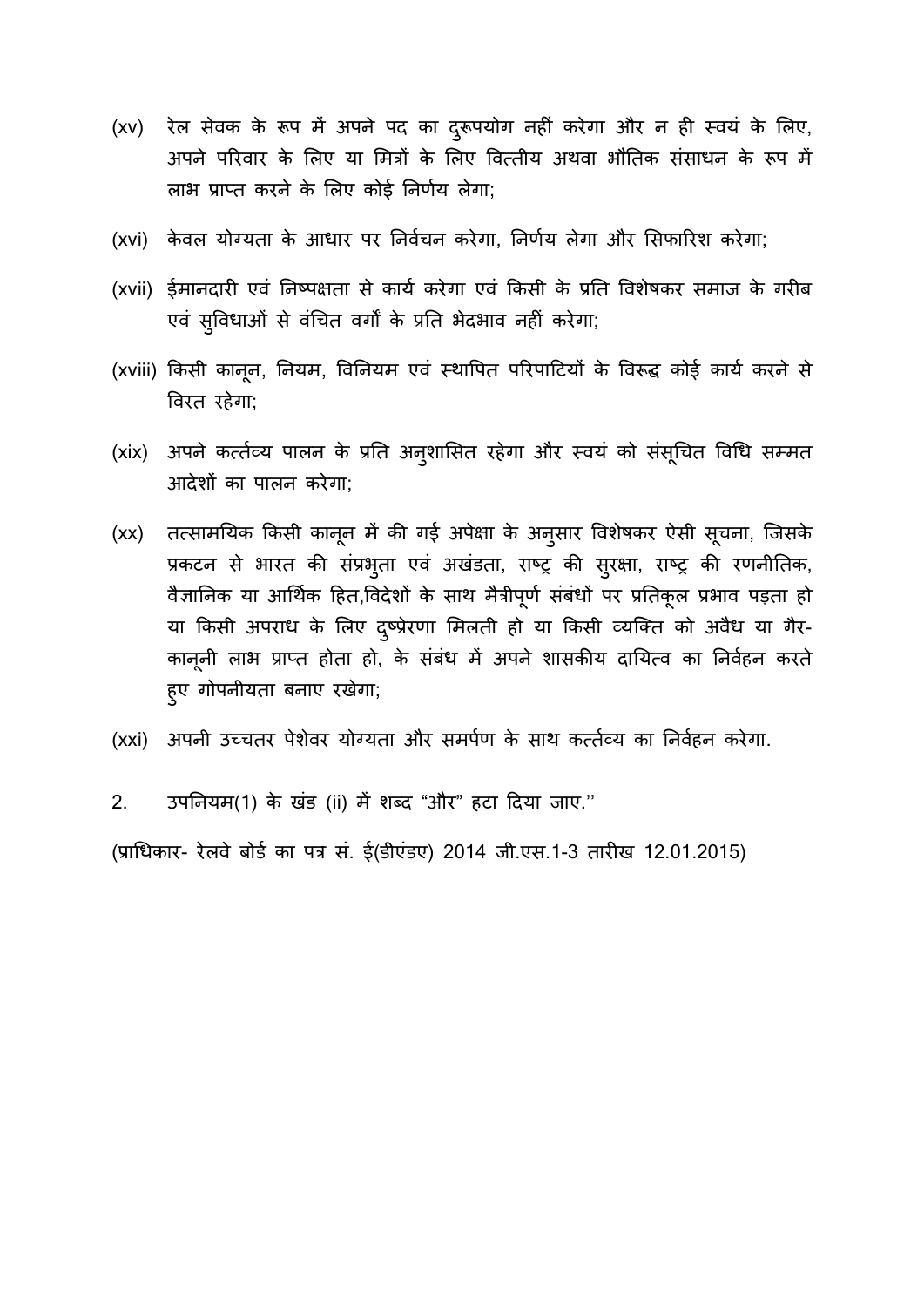(xv) रेल सेवक के रूप में अपने पद का दुरूपयोग नहीं करेगा और न ही स्वयं के लिए, अपने परिवार के लिए या मित्रों के लिए वित्तीय अथवा भौतिक संसाधन के रूप में लाभ प्राप्त करने के लिए कोई निर्णय लेगा;

(xvi) केवल योग्यता के आधार पर निर्वचन करेगा, निर्णय लेगा और सिफारिश करेगा;

(xvii) ईमानदारी एवं निष्पक्षता से कार्य करेगा एवं किसी के प्रति विशेषकर समाज के गरीब एवं सुविधाओं से वंचित वर्गों के प्रति भेदभाव नहीं करेगा;

(xviii) किसी कानून, नियम, विनियम एवं स्थापित परिपाटियों के विरूद्ध कोई कार्य करने से विरत रहेगा;

(xix) अपने कर्त्तव्य पालन के प्रति अनुशासित रहेगा और स्वयं को संसूचित विधि सम्मत आदेशों का पालन करेगा;

(xx) तत्सामयिक किसी कानून में की गई अपेक्षा के अनुसार विशेषकर ऐसी सूचना, जिसके प्रकटन से भारत की संप्रभुता एवं अखंडता, राष्ट्र की सुरक्षा, राष्ट्र की रणनीतिक, वैज्ञानिक या आर्थिक हित,विदेशों के साथ मैत्रीपूर्ण संबंधों पर प्रतिकूल प्रभाव पड़ता हो या किसी अपराध के लिए दुष्प्रेरणा मिलती हो या किसी व्यक्ति को अवैध या गैर-कानूनी लाभ प्राप्त होता हो, के संबंध में अपने शासकीय दायित्व का निर्वहन करते हुए गोपनीयता बनाए रखेगा;

(xxi) अपनी उच्चतर पेशेवर योग्यता और समर्पण के साथ कर्त्तव्य का निर्वहन करेगा.

2. उपनियम(1) के खंड (ii) में शब्द "और" हटा दिया जाए.''

(प्राधिकार- रेलवे बोर्ड का पत्र सं. ई(डीएंडए) 2014 जी.एस.1-3 तारीख 12.01.2015)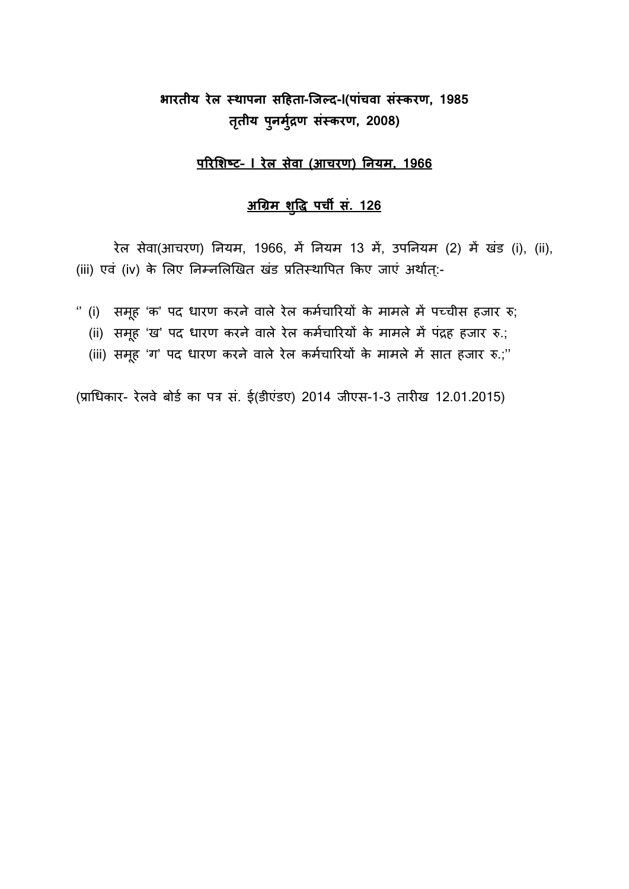## भारतीय रेल स्थापना सहिता-जिल्द-I(पांचवा संस्करण, 1985
## तृतीय पुनर्मुद्रण संस्करण, 2008)

### <u>परिशिष्ट- I रेल सेवा (आचरण) नियम, 1966</u>

### <u>अग्रिम शुद्धि पर्ची सं. 126</u>

रेल सेवा(आचरण) नियम, 1966, में नियम 13 में, उपनियम (2) में खंड (i), (ii), (iii) एवं (iv) के लिए निम्नलिखित खंड प्रतिस्थापित किए जाएं अर्थात्:-

'' (i) समूह 'क' पद धारण करने वाले रेल कर्मचारियों के मामले में पच्चीस हजार रु;
(ii) समूह 'ख' पद धारण करने वाले रेल कर्मचारियों के मामले में पंद्रह हजार रु.;
(iii) समूह 'ग' पद धारण करने वाले रेल कर्मचारियों के मामले में सात हजार रु.;''

(प्राधिकार- रेलवे बोर्ड का पत्र सं. ई(डीएंडए) 2014 जीएस-1-3 तारीख 12.01.2015)